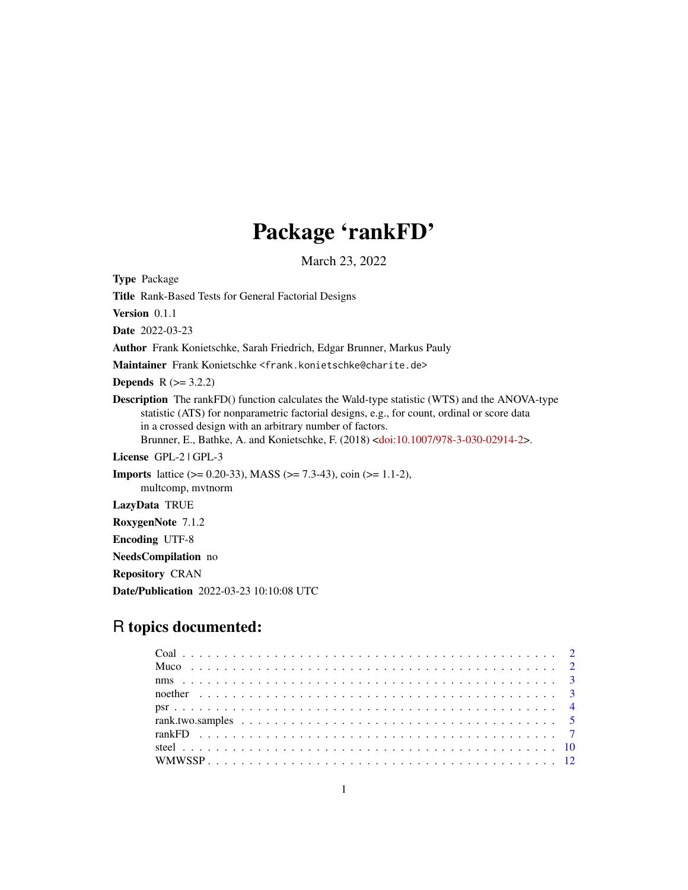# Package 'rankFD'

March 23, 2022

**Type** Package

**Title** Rank-Based Tests for General Factorial Designs

**Version** 0.1.1

**Date** 2022-03-23

**Author** Frank Konietschke, Sarah Friedrich, Edgar Brunner, Markus Pauly

**Maintainer** Frank Konietschke <frank.konietschke@charite.de>

**Depends** R (>= 3.2.2)

**Description** The rankFD() function calculates the Wald-type statistic (WTS) and the ANOVA-type statistic (ATS) for nonparametric factorial designs, e.g., for count, ordinal or score data in a crossed design with an arbitrary number of factors.
Brunner, E., Bathke, A. and Konietschke, F. (2018) <doi:10.1007/978-3-030-02914-2>.

**License** GPL-2 | GPL-3

**Imports** lattice (>= 0.20-33), MASS (>= 7.3-43), coin (>= 1.1-2), multcomp, mvtnorm

**LazyData** TRUE

**RoxygenNote** 7.1.2

**Encoding** UTF-8

**NeedsCompilation** no

**Repository** CRAN

**Date/Publication** 2022-03-23 10:10:08 UTC

## R topics documented:

| | |
|---|---|
| Coal | 2 |
| Muco | 2 |
| nms | 3 |
| noether | 3 |
| psr | 4 |
| rank.two.samples | 5 |
| rankFD | 7 |
| steel | 10 |
| WMWSSP | 12 |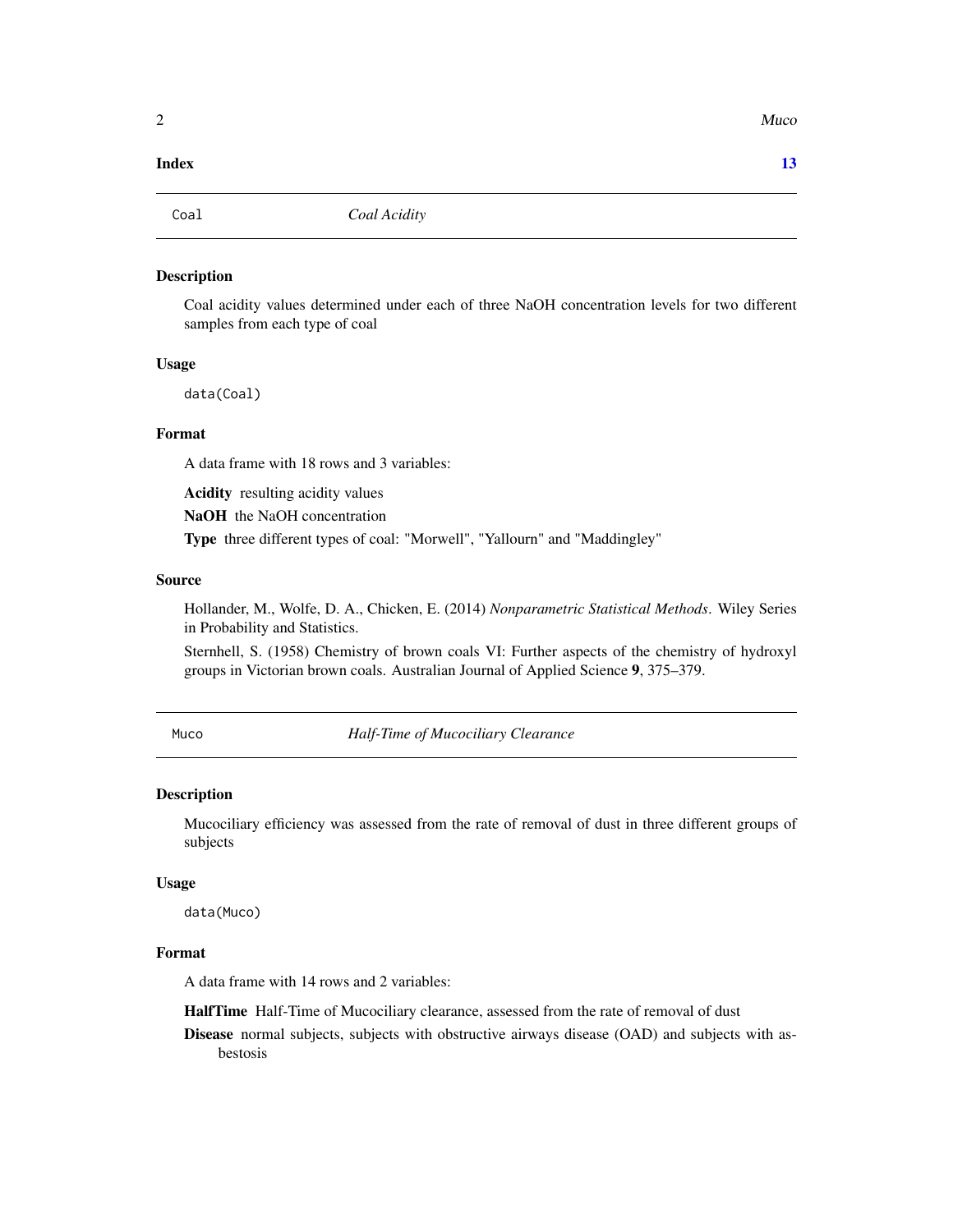**Index** **13**

---

## Coal — *Coal Acidity*

### Description

Coal acidity values determined under each of three NaOH concentration levels for two different samples from each type of coal

### Usage

```
data(Coal)
```

### Format

A data frame with 18 rows and 3 variables:

**Acidity** resulting acidity values

**NaOH** the NaOH concentration

**Type** three different types of coal: "Morwell", "Yallourn" and "Maddingley"

### Source

Hollander, M., Wolfe, D. A., Chicken, E. (2014) *Nonparametric Statistical Methods*. Wiley Series in Probability and Statistics.

Sternhell, S. (1958) Chemistry of brown coals VI: Further aspects of the chemistry of hydroxyl groups in Victorian brown coals. Australian Journal of Applied Science **9**, 375–379.

---

## Muco — *Half-Time of Mucociliary Clearance*

### Description

Mucociliary efficiency was assessed from the rate of removal of dust in three different groups of subjects

### Usage

```
data(Muco)
```

### Format

A data frame with 14 rows and 2 variables:

**HalfTime** Half-Time of Mucociliary clearance, assessed from the rate of removal of dust

**Disease** normal subjects, subjects with obstructive airways disease (OAD) and subjects with asbestosis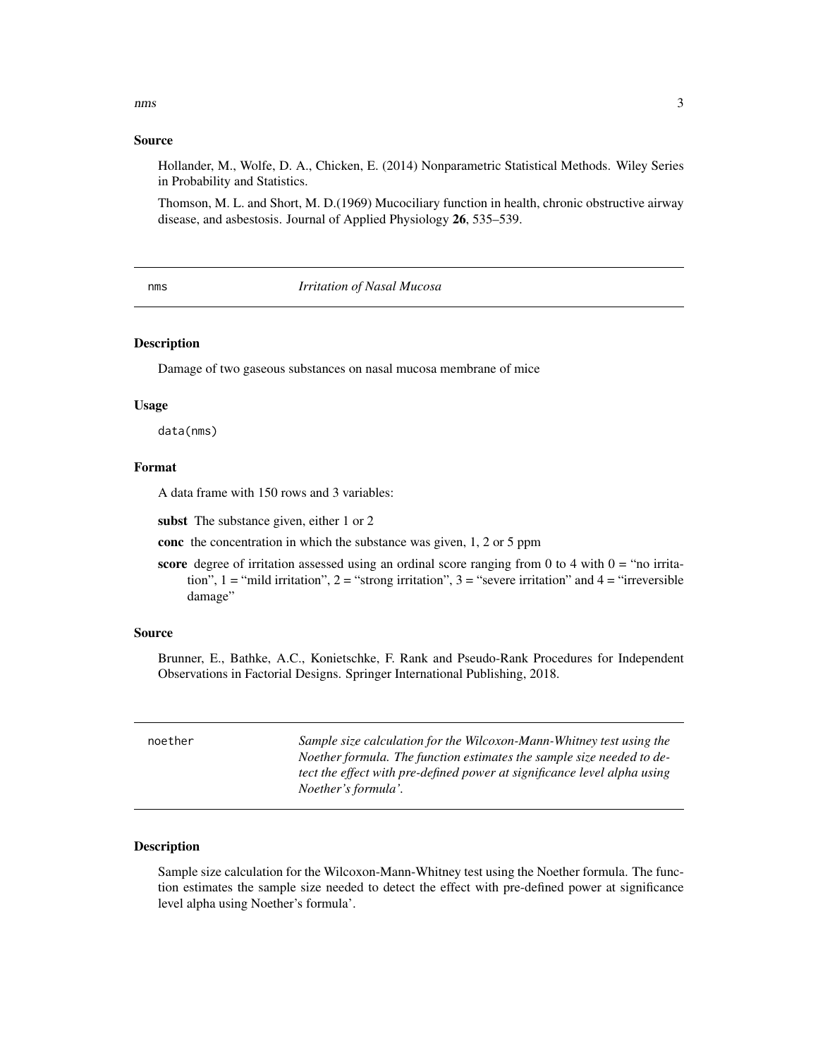### Source

Hollander, M., Wolfe, D. A., Chicken, E. (2014) Nonparametric Statistical Methods. Wiley Series in Probability and Statistics.

Thomson, M. L. and Short, M. D.(1969) Mucociliary function in health, chronic obstructive airway disease, and asbestosis. Journal of Applied Physiology **26**, 535–539.

---

## nms *Irritation of Nasal Mucosa*

### Description

Damage of two gaseous substances on nasal mucosa membrane of mice

### Usage

```
data(nms)
```

### Format

A data frame with 150 rows and 3 variables:

**subst** The substance given, either 1 or 2

**conc** the concentration in which the substance was given, 1, 2 or 5 ppm

**score** degree of irritation assessed using an ordinal score ranging from 0 to 4 with 0 = "no irritation", 1 = "mild irritation", 2 = "strong irritation", 3 = "severe irritation" and 4 = "irreversible damage"

### Source

Brunner, E., Bathke, A.C., Konietschke, F. Rank and Pseudo-Rank Procedures for Independent Observations in Factorial Designs. Springer International Publishing, 2018.

---

## noether *Sample size calculation for the Wilcoxon-Mann-Whitney test using the Noether formula. The function estimates the sample size needed to detect the effect with pre-defined power at significance level alpha using Noether's formula'.*

### Description

Sample size calculation for the Wilcoxon-Mann-Whitney test using the Noether formula. The function estimates the sample size needed to detect the effect with pre-defined power at significance level alpha using Noether's formula'.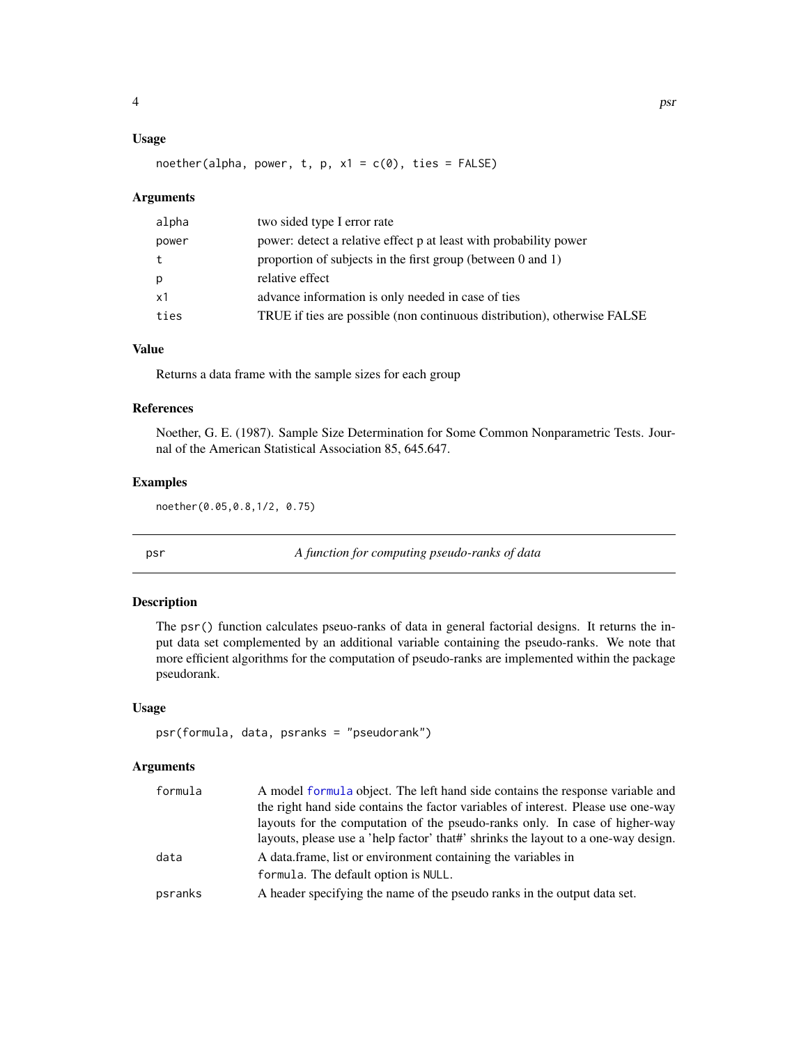### Usage

```
noether(alpha, power, t, p, x1 = c(0), ties = FALSE)
```

### Arguments

| | |
|---|---|
| alpha | two sided type I error rate |
| power | power: detect a relative effect p at least with probability power |
| t | proportion of subjects in the first group (between 0 and 1) |
| p | relative effect |
| x1 | advance information is only needed in case of ties |
| ties | TRUE if ties are possible (non continuous distribution), otherwise FALSE |

### Value

Returns a data frame with the sample sizes for each group

### References

Noether, G. E. (1987). Sample Size Determination for Some Common Nonparametric Tests. Journal of the American Statistical Association 85, 645.647.

### Examples

```
noether(0.05,0.8,1/2, 0.75)
```

---

## psr — *A function for computing pseudo-ranks of data*

### Description

The psr() function calculates pseuo-ranks of data in general factorial designs. It returns the input data set complemented by an additional variable containing the pseudo-ranks. We note that more efficient algorithms for the computation of pseudo-ranks are implemented within the package pseudorank.

### Usage

```
psr(formula, data, psranks = "pseudorank")
```

### Arguments

| | |
|---|---|
| formula | A model formula object. The left hand side contains the response variable and the right hand side contains the factor variables of interest. Please use one-way layouts for the computation of the pseudo-ranks only. In case of higher-way layouts, please use a 'help factor' that#' shrinks the layout to a one-way design. |
| data | A data.frame, list or environment containing the variables in formula. The default option is NULL. |
| psranks | A header specifying the name of the pseudo ranks in the output data set. |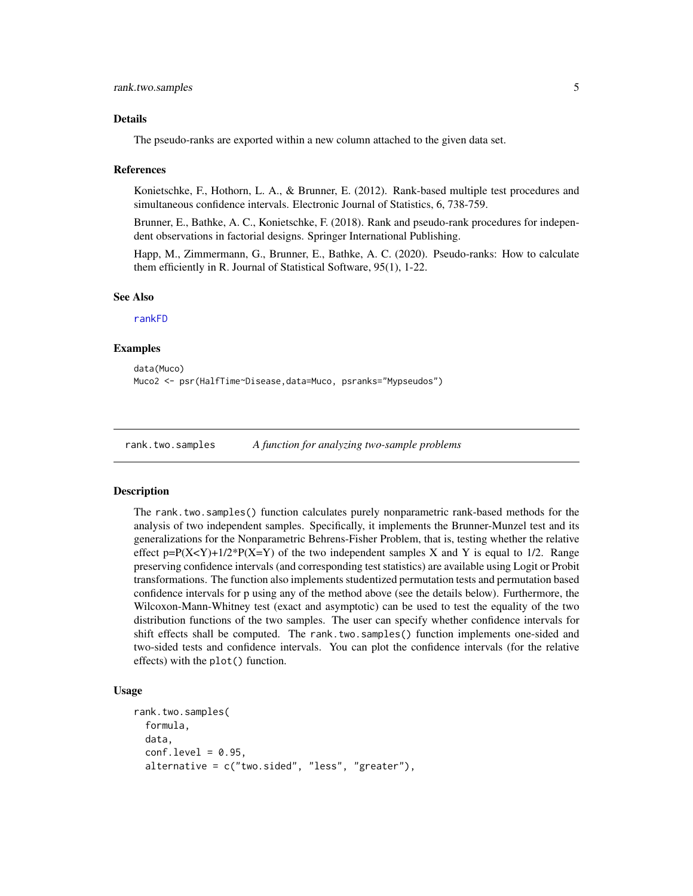### Details

The pseudo-ranks are exported within a new column attached to the given data set.

### References

Konietschke, F., Hothorn, L. A., & Brunner, E. (2012). Rank-based multiple test procedures and simultaneous confidence intervals. Electronic Journal of Statistics, 6, 738-759.

Brunner, E., Bathke, A. C., Konietschke, F. (2018). Rank and pseudo-rank procedures for independent observations in factorial designs. Springer International Publishing.

Happ, M., Zimmermann, G., Brunner, E., Bathke, A. C. (2020). Pseudo-ranks: How to calculate them efficiently in R. Journal of Statistical Software, 95(1), 1-22.

### See Also

rankFD

### Examples

```
data(Muco)
Muco2 <- psr(HalfTime~Disease,data=Muco, psranks="Mypseudos")
```

---

## rank.two.samples    *A function for analyzing two-sample problems*

### Description

The `rank.two.samples()` function calculates purely nonparametric rank-based methods for the analysis of two independent samples. Specifically, it implements the Brunner-Munzel test and its generalizations for the Nonparametric Behrens-Fisher Problem, that is, testing whether the relative effect p=P(X<Y)+1/2*P(X=Y) of the two independent samples X and Y is equal to 1/2. Range preserving confidence intervals (and corresponding test statistics) are available using Logit or Probit transformations. The function also implements studentized permutation tests and permutation based confidence intervals for p using any of the method above (see the details below). Furthermore, the Wilcoxon-Mann-Whitney test (exact and asymptotic) can be used to test the equality of the two distribution functions of the two samples. The user can specify whether confidence intervals for shift effects shall be computed. The `rank.two.samples()` function implements one-sided and two-sided tests and confidence intervals. You can plot the confidence intervals (for the relative effects) with the `plot()` function.

### Usage

```
rank.two.samples(
  formula,
  data,
  conf.level = 0.95,
  alternative = c("two.sided", "less", "greater"),
```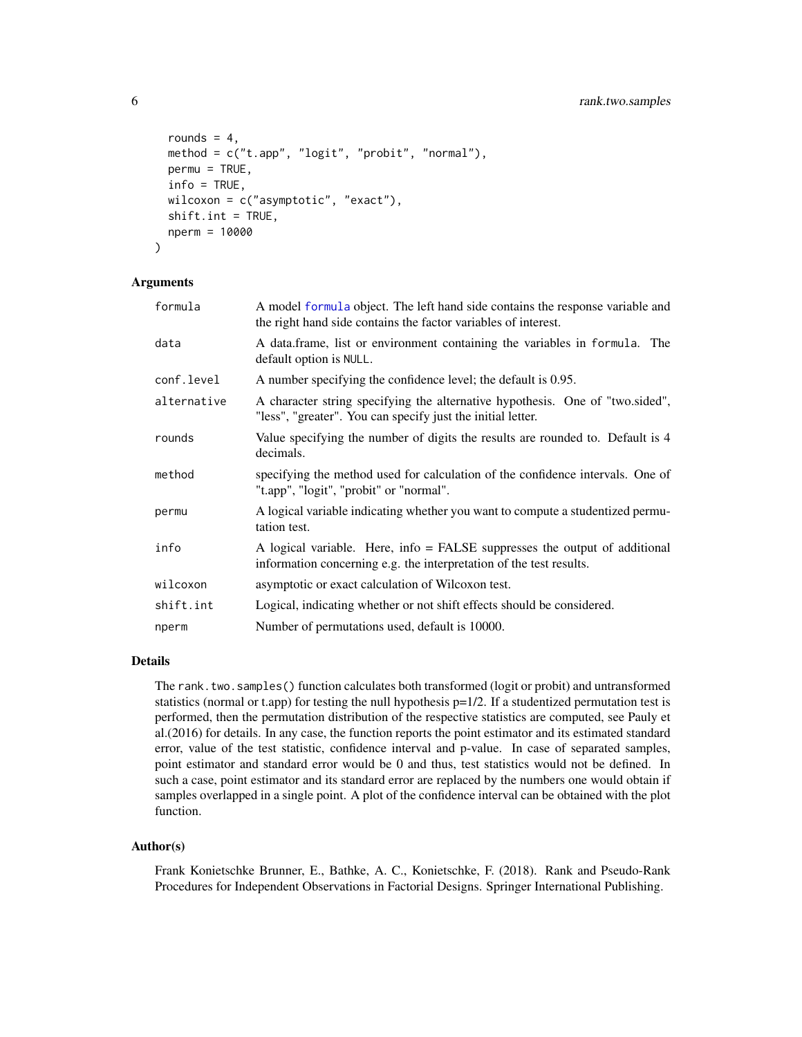```
  rounds = 4,
  method = c("t.app", "logit", "probit", "normal"),
  permu = TRUE,
  info = TRUE,
  wilcoxon = c("asymptotic", "exact"),
  shift.int = TRUE,
  nperm = 10000
)
```

### Arguments

| | |
|---|---|
| formula | A model formula object. The left hand side contains the response variable and the right hand side contains the factor variables of interest. |
| data | A data.frame, list or environment containing the variables in formula. The default option is NULL. |
| conf.level | A number specifying the confidence level; the default is 0.95. |
| alternative | A character string specifying the alternative hypothesis. One of "two.sided", "less", "greater". You can specify just the initial letter. |
| rounds | Value specifying the number of digits the results are rounded to. Default is 4 decimals. |
| method | specifying the method used for calculation of the confidence intervals. One of "t.app", "logit", "probit" or "normal". |
| permu | A logical variable indicating whether you want to compute a studentized permutation test. |
| info | A logical variable. Here, info = FALSE suppresses the output of additional information concerning e.g. the interpretation of the test results. |
| wilcoxon | asymptotic or exact calculation of Wilcoxon test. |
| shift.int | Logical, indicating whether or not shift effects should be considered. |
| nperm | Number of permutations used, default is 10000. |

### Details

The rank.two.samples() function calculates both transformed (logit or probit) and untransformed statistics (normal or t.app) for testing the null hypothesis p=1/2. If a studentized permutation test is performed, then the permutation distribution of the respective statistics are computed, see Pauly et al.(2016) for details. In any case, the function reports the point estimator and its estimated standard error, value of the test statistic, confidence interval and p-value. In case of separated samples, point estimator and standard error would be 0 and thus, test statistics would not be defined. In such a case, point estimator and its standard error are replaced by the numbers one would obtain if samples overlapped in a single point. A plot of the confidence interval can be obtained with the plot function.

### Author(s)

Frank Konietschke Brunner, E., Bathke, A. C., Konietschke, F. (2018). Rank and Pseudo-Rank Procedures for Independent Observations in Factorial Designs. Springer International Publishing.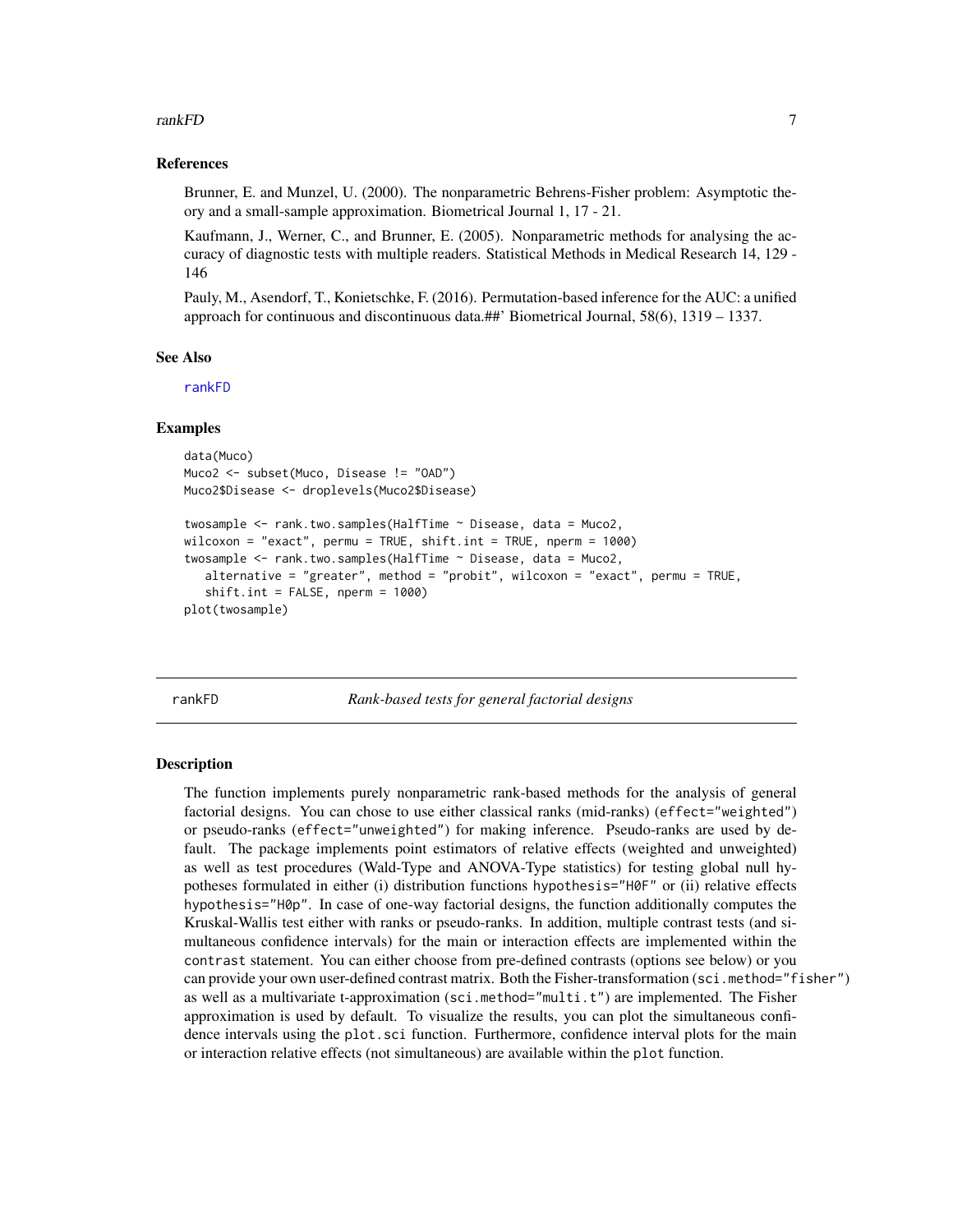### References

Brunner, E. and Munzel, U. (2000). The nonparametric Behrens-Fisher problem: Asymptotic theory and a small-sample approximation. Biometrical Journal 1, 17 - 21.

Kaufmann, J., Werner, C., and Brunner, E. (2005). Nonparametric methods for analysing the accuracy of diagnostic tests with multiple readers. Statistical Methods in Medical Research 14, 129 - 146

Pauly, M., Asendorf, T., Konietschke, F. (2016). Permutation-based inference for the AUC: a unified approach for continuous and discontinuous data.##' Biometrical Journal, 58(6), 1319 – 1337.

### See Also

rankFD

### Examples

```
data(Muco)
Muco2 <- subset(Muco, Disease != "OAD")
Muco2$Disease <- droplevels(Muco2$Disease)

twosample <- rank.two.samples(HalfTime ~ Disease, data = Muco2,
wilcoxon = "exact", permu = TRUE, shift.int = TRUE, nperm = 1000)
twosample <- rank.two.samples(HalfTime ~ Disease, data = Muco2,
   alternative = "greater", method = "probit", wilcoxon = "exact", permu = TRUE,
   shift.int = FALSE, nperm = 1000)
plot(twosample)
```

---

## rankFD — *Rank-based tests for general factorial designs*

### Description

The function implements purely nonparametric rank-based methods for the analysis of general factorial designs. You can chose to use either classical ranks (mid-ranks) (`effect="weighted"`) or pseudo-ranks (`effect="unweighted"`) for making inference. Pseudo-ranks are used by default. The package implements point estimators of relative effects (weighted and unweighted) as well as test procedures (Wald-Type and ANOVA-Type statistics) for testing global null hypotheses formulated in either (i) distribution functions `hypothesis="H0F"` or (ii) relative effects `hypothesis="H0p"`. In case of one-way factorial designs, the function additionally computes the Kruskal-Wallis test either with ranks or pseudo-ranks. In addition, multiple contrast tests (and simultaneous confidence intervals) for the main or interaction effects are implemented within the `contrast` statement. You can either choose from pre-defined contrasts (options see below) or you can provide your own user-defined contrast matrix. Both the Fisher-transformation (`sci.method="fisher"`) as well as a multivariate t-approximation (`sci.method="multi.t"`) are implemented. The Fisher approximation is used by default. To visualize the results, you can plot the simultaneous confidence intervals using the `plot.sci` function. Furthermore, confidence interval plots for the main or interaction relative effects (not simultaneous) are available within the `plot` function.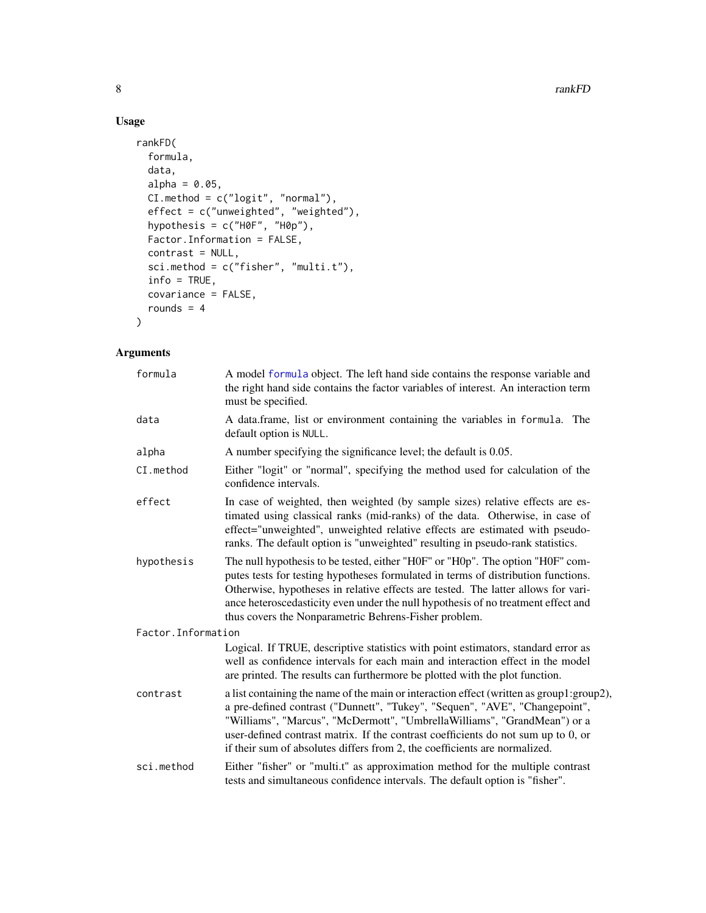## Usage

```
rankFD(
  formula,
  data,
  alpha = 0.05,
  CI.method = c("logit", "normal"),
  effect = c("unweighted", "weighted"),
  hypothesis = c("H0F", "H0p"),
  Factor.Information = FALSE,
  contrast = NULL,
  sci.method = c("fisher", "multi.t"),
  info = TRUE,
  covariance = FALSE,
  rounds = 4
)
```

## Arguments

| | |
|---|---|
| `formula` | A model `formula` object. The left hand side contains the response variable and the right hand side contains the factor variables of interest. An interaction term must be specified. |
| `data` | A data.frame, list or environment containing the variables in `formula`. The default option is `NULL`. |
| `alpha` | A number specifying the significance level; the default is 0.05. |
| `CI.method` | Either "logit" or "normal", specifying the method used for calculation of the confidence intervals. |
| `effect` | In case of weighted, then weighted (by sample sizes) relative effects are estimated using classical ranks (mid-ranks) of the data. Otherwise, in case of effect="unweighted", unweighted relative effects are estimated with pseudo-ranks. The default option is "unweighted" resulting in pseudo-rank statistics. |
| `hypothesis` | The null hypothesis to be tested, either "H0F" or "H0p". The option "H0F" computes tests for testing hypotheses formulated in terms of distribution functions. Otherwise, hypotheses in relative effects are tested. The latter allows for variance heteroscedasticity even under the null hypothesis of no treatment effect and thus covers the Nonparametric Behrens-Fisher problem. |
| `Factor.Information` | Logical. If TRUE, descriptive statistics with point estimators, standard error as well as confidence intervals for each main and interaction effect in the model are printed. The results can furthermore be plotted with the plot function. |
| `contrast` | a list containing the name of the main or interaction effect (written as group1:group2), a pre-defined contrast ("Dunnett", "Tukey", "Sequen", "AVE", "Changepoint", "Williams", "Marcus", "McDermott", "UmbrellaWilliams", "GrandMean") or a user-defined contrast matrix. If the contrast coefficients do not sum up to 0, or if their sum of absolutes differs from 2, the coefficients are normalized. |
| `sci.method` | Either "fisher" or "multi.t" as approximation method for the multiple contrast tests and simultaneous confidence intervals. The default option is "fisher". |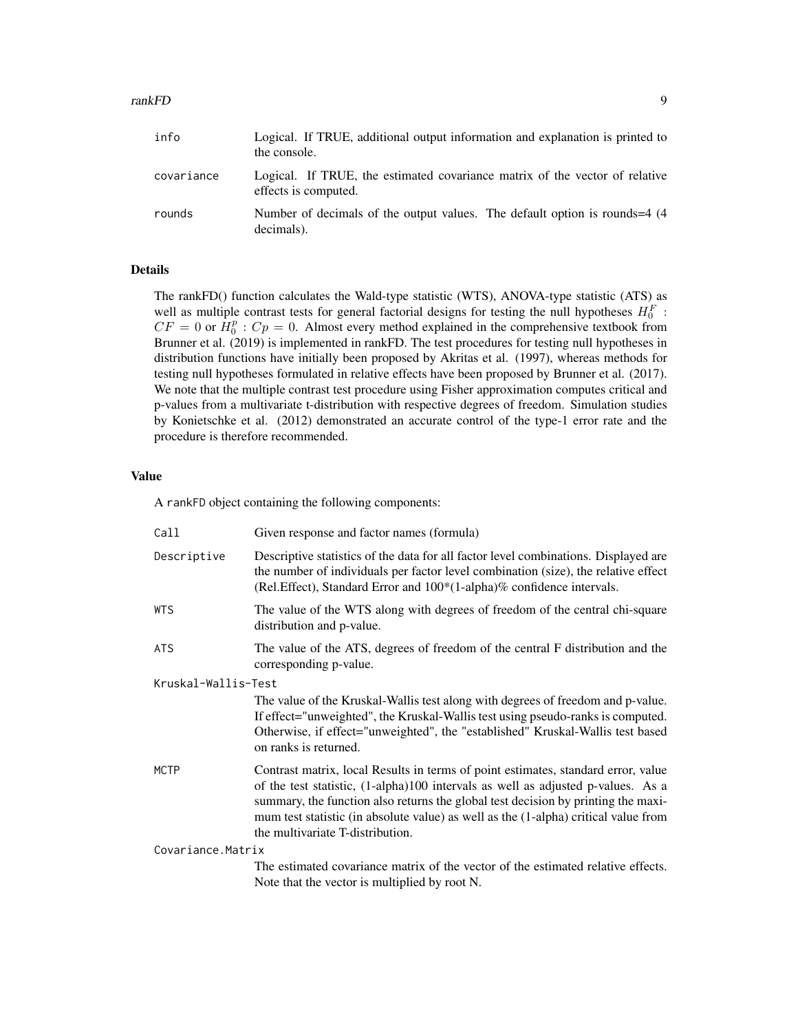| | |
|---|---|
| `info` | Logical. If TRUE, additional output information and explanation is printed to the console. |
| `covariance` | Logical. If TRUE, the estimated covariance matrix of the vector of relative effects is computed. |
| `rounds` | Number of decimals of the output values. The default option is rounds=4 (4 decimals). |

## Details

The rankFD() function calculates the Wald-type statistic (WTS), ANOVA-type statistic (ATS) as well as multiple contrast tests for general factorial designs for testing the null hypotheses $H_0^F : CF = 0$ or $H_0^p : Cp = 0$. Almost every method explained in the comprehensive textbook from Brunner et al. (2019) is implemented in rankFD. The test procedures for testing null hypotheses in distribution functions have initially been proposed by Akritas et al. (1997), whereas methods for testing null hypotheses formulated in relative effects have been proposed by Brunner et al. (2017). We note that the multiple contrast test procedure using Fisher approximation computes critical and p-values from a multivariate t-distribution with respective degrees of freedom. Simulation studies by Konietschke et al. (2012) demonstrated an accurate control of the type-1 error rate and the procedure is therefore recommended.

## Value

A `rankFD` object containing the following components:

| | |
|---|---|
| `Call` | Given response and factor names (formula) |
| `Descriptive` | Descriptive statistics of the data for all factor level combinations. Displayed are the number of individuals per factor level combination (size), the relative effect (Rel.Effect), Standard Error and 100*(1-alpha)% confidence intervals. |
| `WTS` | The value of the WTS along with degrees of freedom of the central chi-square distribution and p-value. |
| `ATS` | The value of the ATS, degrees of freedom of the central F distribution and the corresponding p-value. |
| `Kruskal-Wallis-Test` | The value of the Kruskal-Wallis test along with degrees of freedom and p-value. If effect="unweighted", the Kruskal-Wallis test using pseudo-ranks is computed. Otherwise, if effect="unweighted", the "established" Kruskal-Wallis test based on ranks is returned. |
| `MCTP` | Contrast matrix, local Results in terms of point estimates, standard error, value of the test statistic, (1-alpha)100 intervals as well as adjusted p-values. As a summary, the function also returns the global test decision by printing the maximum test statistic (in absolute value) as well as the (1-alpha) critical value from the multivariate T-distribution. |
| `Covariance.Matrix` | The estimated covariance matrix of the vector of the estimated relative effects. Note that the vector is multiplied by root N. |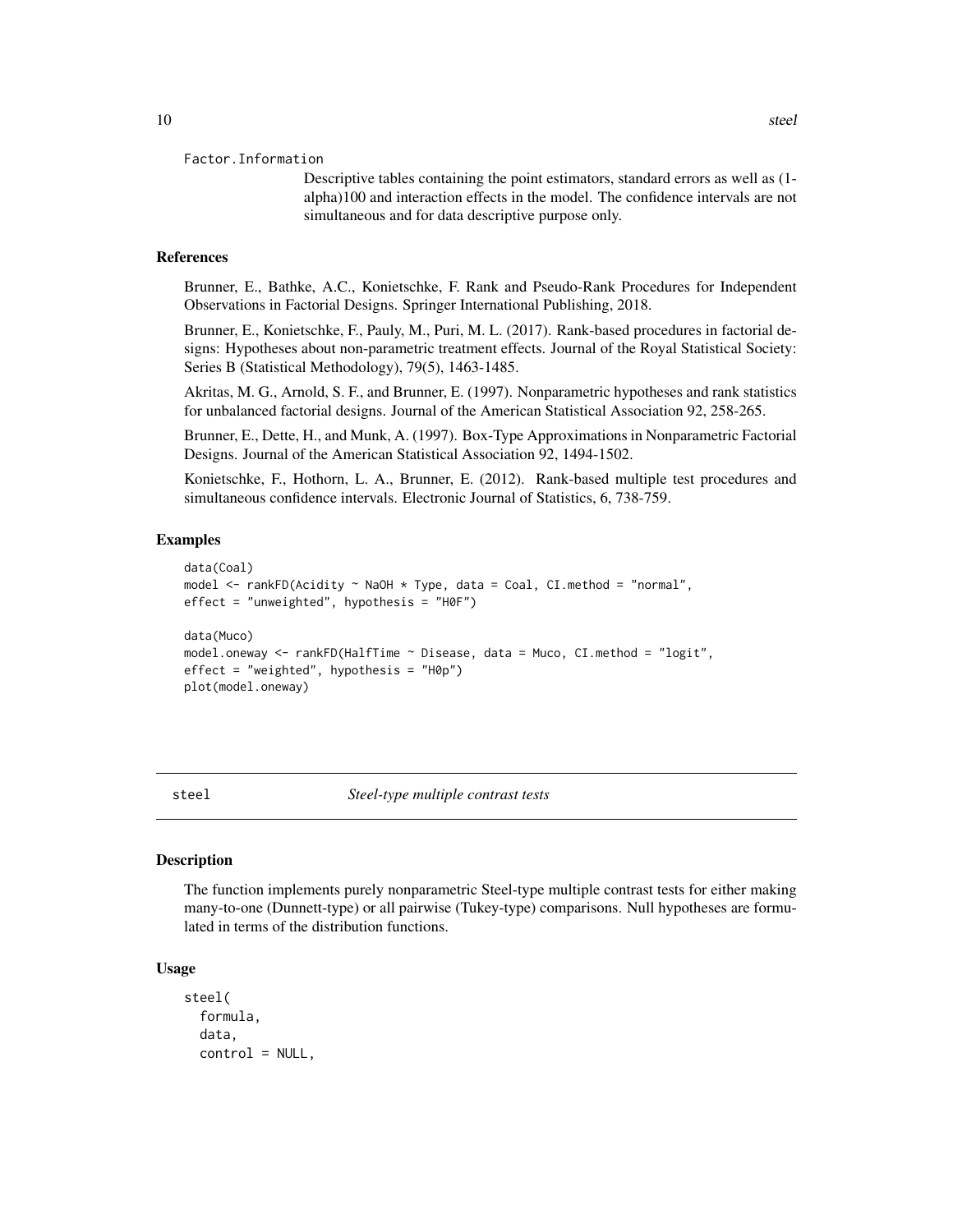Factor.Information

Descriptive tables containing the point estimators, standard errors as well as (1-alpha)100 and interaction effects in the model. The confidence intervals are not simultaneous and for data descriptive purpose only.

## References

Brunner, E., Bathke, A.C., Konietschke, F. Rank and Pseudo-Rank Procedures for Independent Observations in Factorial Designs. Springer International Publishing, 2018.

Brunner, E., Konietschke, F., Pauly, M., Puri, M. L. (2017). Rank-based procedures in factorial designs: Hypotheses about non-parametric treatment effects. Journal of the Royal Statistical Society: Series B (Statistical Methodology), 79(5), 1463-1485.

Akritas, M. G., Arnold, S. F., and Brunner, E. (1997). Nonparametric hypotheses and rank statistics for unbalanced factorial designs. Journal of the American Statistical Association 92, 258-265.

Brunner, E., Dette, H., and Munk, A. (1997). Box-Type Approximations in Nonparametric Factorial Designs. Journal of the American Statistical Association 92, 1494-1502.

Konietschke, F., Hothorn, L. A., Brunner, E. (2012). Rank-based multiple test procedures and simultaneous confidence intervals. Electronic Journal of Statistics, 6, 738-759.

## Examples

```
data(Coal)
model <- rankFD(Acidity ~ NaOH * Type, data = Coal, CI.method = "normal",
effect = "unweighted", hypothesis = "H0F")

data(Muco)
model.oneway <- rankFD(HalfTime ~ Disease, data = Muco, CI.method = "logit",
effect = "weighted", hypothesis = "H0p")
plot(model.oneway)
```

---

# steel — *Steel-type multiple contrast tests*

## Description

The function implements purely nonparametric Steel-type multiple contrast tests for either making many-to-one (Dunnett-type) or all pairwise (Tukey-type) comparisons. Null hypotheses are formulated in terms of the distribution functions.

## Usage

```
steel(
  formula,
  data,
  control = NULL,
```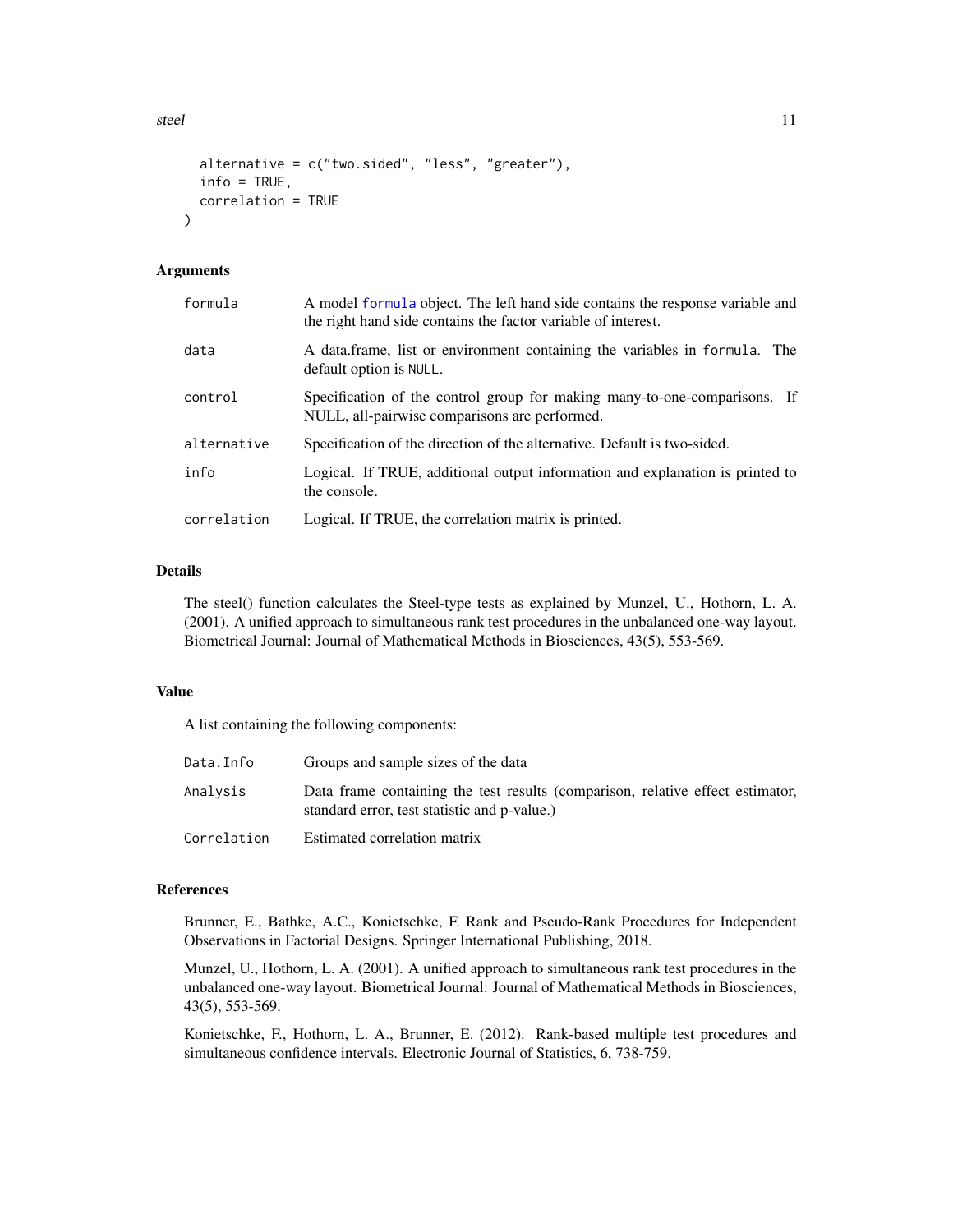```
  alternative = c("two.sided", "less", "greater"),
  info = TRUE,
  correlation = TRUE
)
```

### Arguments

| | |
|---|---|
| formula | A model formula object. The left hand side contains the response variable and the right hand side contains the factor variable of interest. |
| data | A data.frame, list or environment containing the variables in formula. The default option is NULL. |
| control | Specification of the control group for making many-to-one-comparisons. If NULL, all-pairwise comparisons are performed. |
| alternative | Specification of the direction of the alternative. Default is two-sided. |
| info | Logical. If TRUE, additional output information and explanation is printed to the console. |
| correlation | Logical. If TRUE, the correlation matrix is printed. |

### Details

The steel() function calculates the Steel-type tests as explained by Munzel, U., Hothorn, L. A. (2001). A unified approach to simultaneous rank test procedures in the unbalanced one-way layout. Biometrical Journal: Journal of Mathematical Methods in Biosciences, 43(5), 553-569.

### Value

A list containing the following components:

| | |
|---|---|
| Data.Info | Groups and sample sizes of the data |
| Analysis | Data frame containing the test results (comparison, relative effect estimator, standard error, test statistic and p-value.) |
| Correlation | Estimated correlation matrix |

### References

Brunner, E., Bathke, A.C., Konietschke, F. Rank and Pseudo-Rank Procedures for Independent Observations in Factorial Designs. Springer International Publishing, 2018.

Munzel, U., Hothorn, L. A. (2001). A unified approach to simultaneous rank test procedures in the unbalanced one-way layout. Biometrical Journal: Journal of Mathematical Methods in Biosciences, 43(5), 553-569.

Konietschke, F., Hothorn, L. A., Brunner, E. (2012). Rank-based multiple test procedures and simultaneous confidence intervals. Electronic Journal of Statistics, 6, 738-759.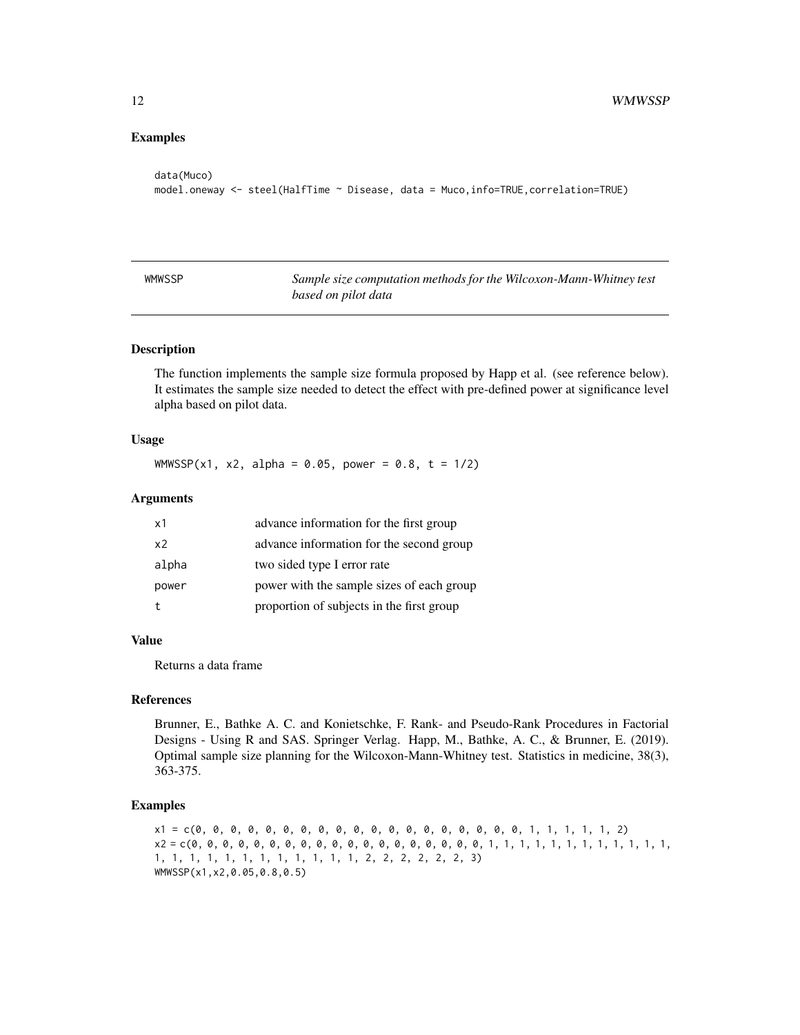### Examples

```
data(Muco)
model.oneway <- steel(HalfTime ~ Disease, data = Muco,info=TRUE,correlation=TRUE)
```

---

## WMWSSP — *Sample size computation methods for the Wilcoxon-Mann-Whitney test based on pilot data*

---

### Description

The function implements the sample size formula proposed by Happ et al. (see reference below). It estimates the sample size needed to detect the effect with pre-defined power at significance level alpha based on pilot data.

### Usage

```
WMWSSP(x1, x2, alpha = 0.05, power = 0.8, t = 1/2)
```

### Arguments

| | |
|---|---|
| x1 | advance information for the first group |
| x2 | advance information for the second group |
| alpha | two sided type I error rate |
| power | power with the sample sizes of each group |
| t | proportion of subjects in the first group |

### Value

Returns a data frame

### References

Brunner, E., Bathke A. C. and Konietschke, F. Rank- and Pseudo-Rank Procedures in Factorial Designs - Using R and SAS. Springer Verlag. Happ, M., Bathke, A. C., & Brunner, E. (2019). Optimal sample size planning for the Wilcoxon-Mann-Whitney test. Statistics in medicine, 38(3), 363-375.

### Examples

```
x1 = c(0, 0, 0, 0, 0, 0, 0, 0, 0, 0, 0, 0, 0, 0, 0, 0, 0, 0, 1, 1, 1, 1, 1, 2)
x2 = c(0, 0, 0, 0, 0, 0, 0, 0, 0, 0, 0, 0, 0, 0, 0, 0, 0, 1, 1, 1, 1, 1, 1, 1, 1, 1, 1, 1,
1, 1, 1, 1, 1, 1, 1, 1, 1, 1, 1, 2, 2, 2, 2, 2, 2, 3)
WMWSSP(x1,x2,0.05,0.8,0.5)
```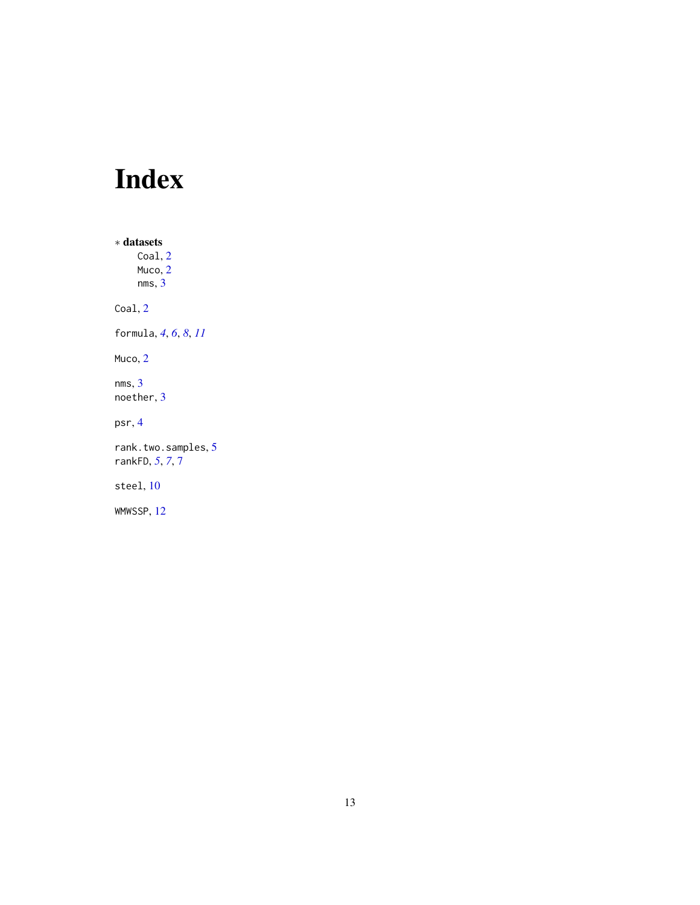# Index

∗ **datasets**
  Coal, 2
  Muco, 2
  nms, 3

Coal, 2

formula, *4*, *6*, *8*, *11*

Muco, 2

nms, 3
noether, 3

psr, 4

rank.two.samples, 5
rankFD, *5*, *7*, 7

steel, 10

WMWSSP, 12